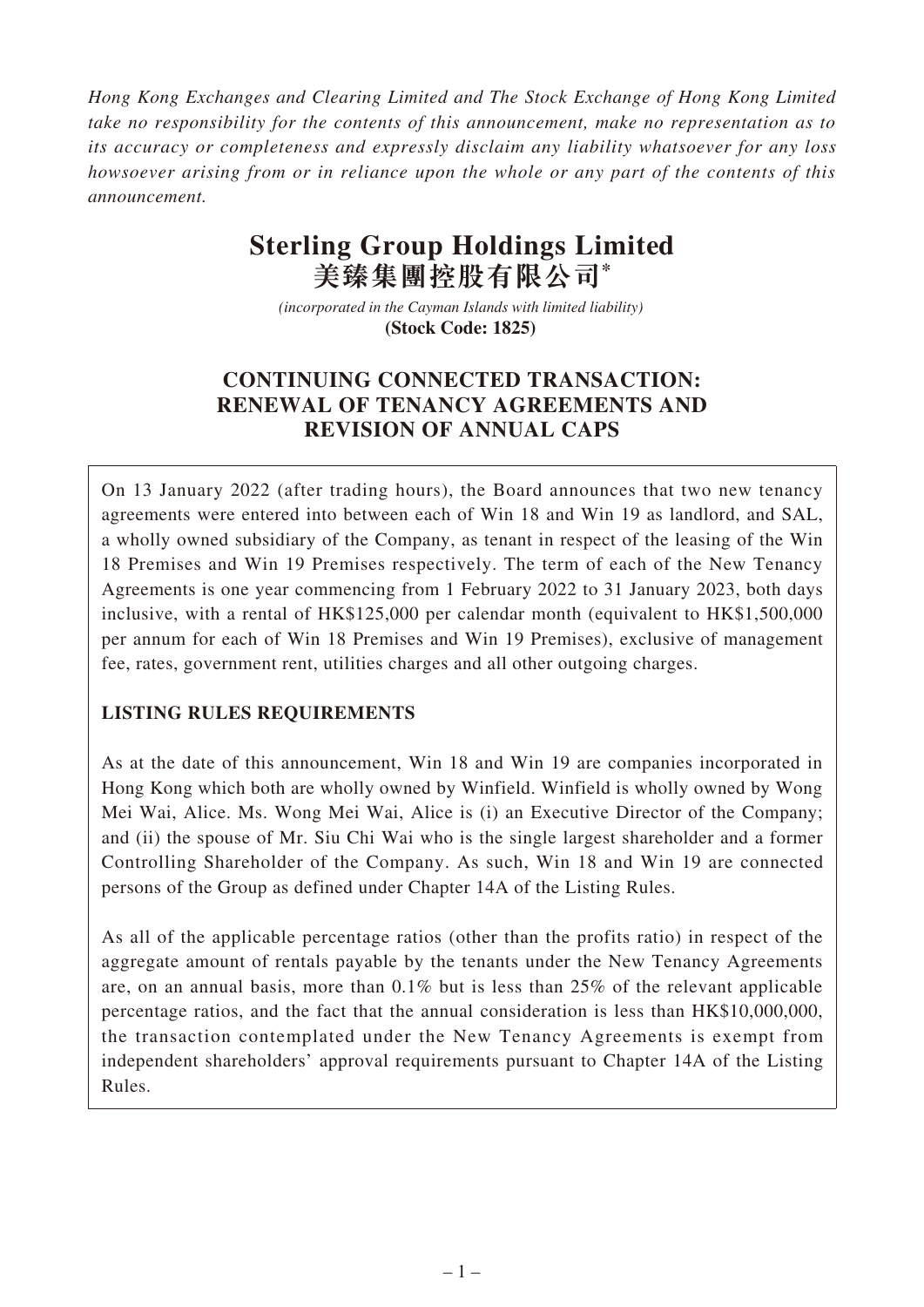*Hong Kong Exchanges and Clearing Limited and The Stock Exchange of Hong Kong Limited take no responsibility for the contents of this announcement, make no representation as to its accuracy or completeness and expressly disclaim any liability whatsoever for any loss howsoever arising from or in reliance upon the whole or any part of the contents of this announcement.*

# Sterling Group Holdings Limited
# 美臻集團控股有限公司*

*(incorporated in the Cayman Islands with limited liability)*
**(Stock Code: 1825)**

## CONTINUING CONNECTED TRANSACTION: RENEWAL OF TENANCY AGREEMENTS AND REVISION OF ANNUAL CAPS

On 13 January 2022 (after trading hours), the Board announces that two new tenancy agreements were entered into between each of Win 18 and Win 19 as landlord, and SAL, a wholly owned subsidiary of the Company, as tenant in respect of the leasing of the Win 18 Premises and Win 19 Premises respectively. The term of each of the New Tenancy Agreements is one year commencing from 1 February 2022 to 31 January 2023, both days inclusive, with a rental of HK$125,000 per calendar month (equivalent to HK$1,500,000 per annum for each of Win 18 Premises and Win 19 Premises), exclusive of management fee, rates, government rent, utilities charges and all other outgoing charges.

**LISTING RULES REQUIREMENTS**

As at the date of this announcement, Win 18 and Win 19 are companies incorporated in Hong Kong which both are wholly owned by Winfield. Winfield is wholly owned by Wong Mei Wai, Alice. Ms. Wong Mei Wai, Alice is (i) an Executive Director of the Company; and (ii) the spouse of Mr. Siu Chi Wai who is the single largest shareholder and a former Controlling Shareholder of the Company. As such, Win 18 and Win 19 are connected persons of the Group as defined under Chapter 14A of the Listing Rules.

As all of the applicable percentage ratios (other than the profits ratio) in respect of the aggregate amount of rentals payable by the tenants under the New Tenancy Agreements are, on an annual basis, more than 0.1% but is less than 25% of the relevant applicable percentage ratios, and the fact that the annual consideration is less than HK$10,000,000, the transaction contemplated under the New Tenancy Agreements is exempt from independent shareholders' approval requirements pursuant to Chapter 14A of the Listing Rules.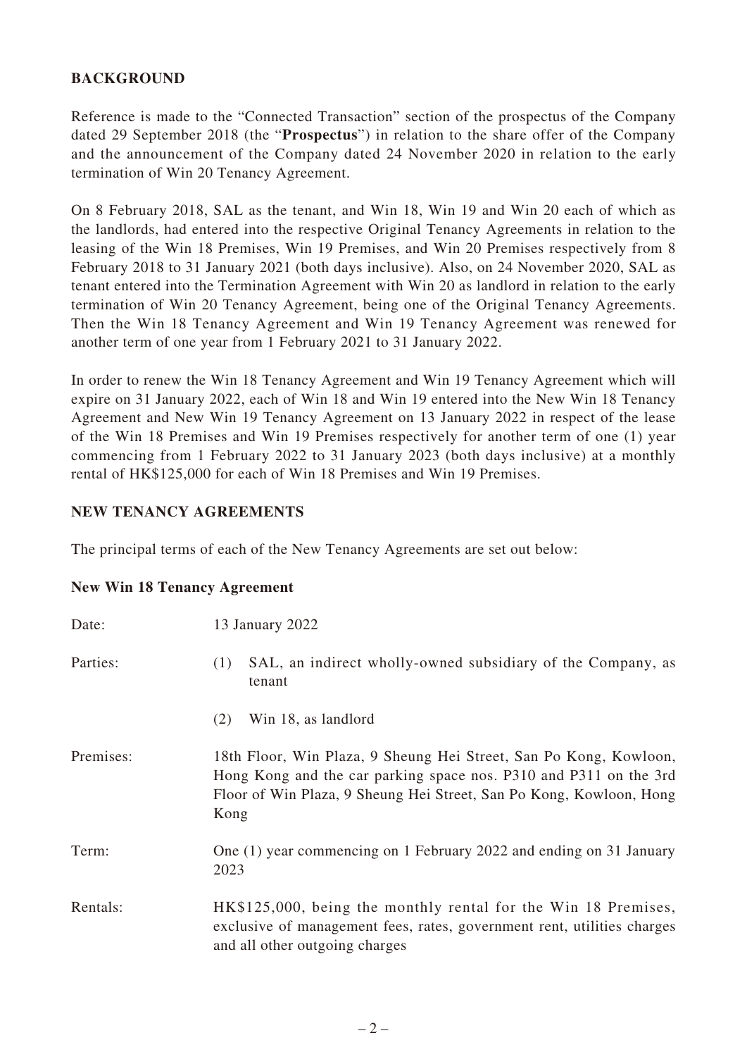## BACKGROUND

Reference is made to the "Connected Transaction" section of the prospectus of the Company dated 29 September 2018 (the "**Prospectus**") in relation to the share offer of the Company and the announcement of the Company dated 24 November 2020 in relation to the early termination of Win 20 Tenancy Agreement.

On 8 February 2018, SAL as the tenant, and Win 18, Win 19 and Win 20 each of which as the landlords, had entered into the respective Original Tenancy Agreements in relation to the leasing of the Win 18 Premises, Win 19 Premises, and Win 20 Premises respectively from 8 February 2018 to 31 January 2021 (both days inclusive). Also, on 24 November 2020, SAL as tenant entered into the Termination Agreement with Win 20 as landlord in relation to the early termination of Win 20 Tenancy Agreement, being one of the Original Tenancy Agreements. Then the Win 18 Tenancy Agreement and Win 19 Tenancy Agreement was renewed for another term of one year from 1 February 2021 to 31 January 2022.

In order to renew the Win 18 Tenancy Agreement and Win 19 Tenancy Agreement which will expire on 31 January 2022, each of Win 18 and Win 19 entered into the New Win 18 Tenancy Agreement and New Win 19 Tenancy Agreement on 13 January 2022 in respect of the lease of the Win 18 Premises and Win 19 Premises respectively for another term of one (1) year commencing from 1 February 2022 to 31 January 2023 (both days inclusive) at a monthly rental of HK$125,000 for each of Win 18 Premises and Win 19 Premises.

## NEW TENANCY AGREEMENTS

The principal terms of each of the New Tenancy Agreements are set out below:

### New Win 18 Tenancy Agreement

Date: 13 January 2022

Parties:
(1) SAL, an indirect wholly-owned subsidiary of the Company, as tenant

(2) Win 18, as landlord

Premises: 18th Floor, Win Plaza, 9 Sheung Hei Street, San Po Kong, Kowloon, Hong Kong and the car parking space nos. P310 and P311 on the 3rd Floor of Win Plaza, 9 Sheung Hei Street, San Po Kong, Kowloon, Hong Kong

Term: One (1) year commencing on 1 February 2022 and ending on 31 January 2023

Rentals: HK$125,000, being the monthly rental for the Win 18 Premises, exclusive of management fees, rates, government rent, utilities charges and all other outgoing charges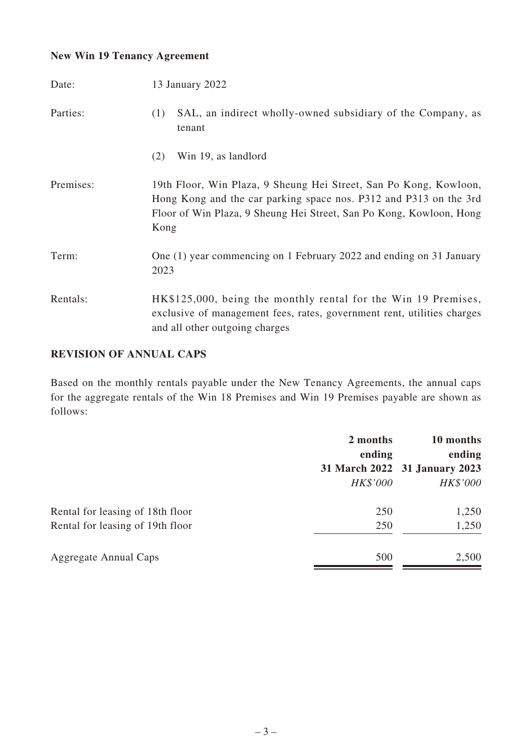**New Win 19 Tenancy Agreement**

| | |
|---|---|
| Date: | 13 January 2022 |
| Parties: | (1) SAL, an indirect wholly-owned subsidiary of the Company, as tenant<br>(2) Win 19, as landlord |
| Premises: | 19th Floor, Win Plaza, 9 Sheung Hei Street, San Po Kong, Kowloon, Hong Kong and the car parking space nos. P312 and P313 on the 3rd Floor of Win Plaza, 9 Sheung Hei Street, San Po Kong, Kowloon, Hong Kong |
| Term: | One (1) year commencing on 1 February 2022 and ending on 31 January 2023 |
| Rentals: | HK$125,000, being the monthly rental for the Win 19 Premises, exclusive of management fees, rates, government rent, utilities charges and all other outgoing charges |

**REVISION OF ANNUAL CAPS**

Based on the monthly rentals payable under the New Tenancy Agreements, the annual caps for the aggregate rentals of the Win 18 Premises and Win 19 Premises payable are shown as follows:

| | 2 months ending 31 March 2022 | 10 months ending 31 January 2023 |
|---|---:|---:|
| | *HK$'000* | *HK$'000* |
| Rental for leasing of 18th floor | 250 | 1,250 |
| Rental for leasing of 19th floor | 250 | 1,250 |
| Aggregate Annual Caps | 500 | 2,500 |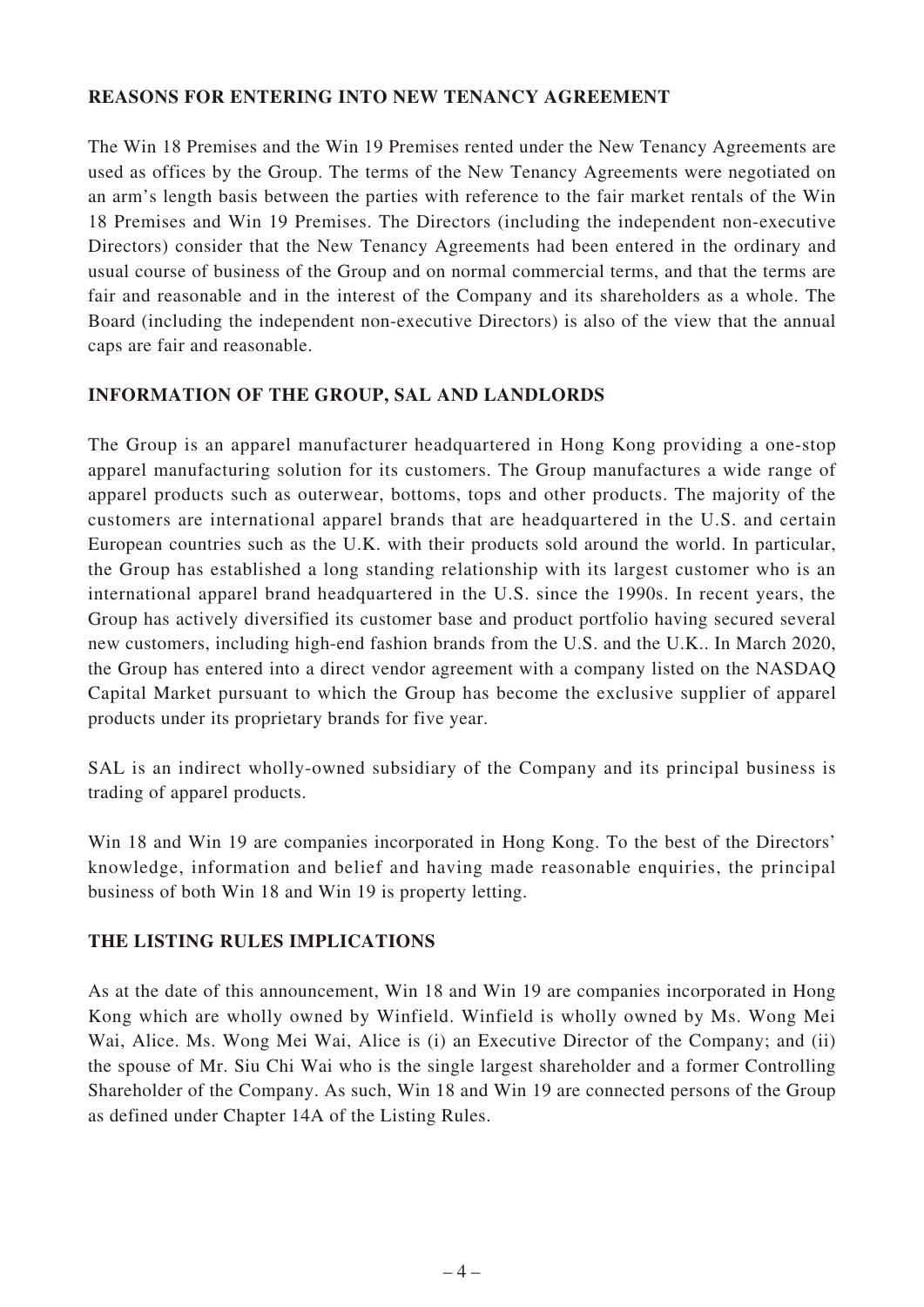**REASONS FOR ENTERING INTO NEW TENANCY AGREEMENT**

The Win 18 Premises and the Win 19 Premises rented under the New Tenancy Agreements are used as offices by the Group. The terms of the New Tenancy Agreements were negotiated on an arm's length basis between the parties with reference to the fair market rentals of the Win 18 Premises and Win 19 Premises. The Directors (including the independent non-executive Directors) consider that the New Tenancy Agreements had been entered in the ordinary and usual course of business of the Group and on normal commercial terms, and that the terms are fair and reasonable and in the interest of the Company and its shareholders as a whole. The Board (including the independent non-executive Directors) is also of the view that the annual caps are fair and reasonable.

**INFORMATION OF THE GROUP, SAL AND LANDLORDS**

The Group is an apparel manufacturer headquartered in Hong Kong providing a one-stop apparel manufacturing solution for its customers. The Group manufactures a wide range of apparel products such as outerwear, bottoms, tops and other products. The majority of the customers are international apparel brands that are headquartered in the U.S. and certain European countries such as the U.K. with their products sold around the world. In particular, the Group has established a long standing relationship with its largest customer who is an international apparel brand headquartered in the U.S. since the 1990s. In recent years, the Group has actively diversified its customer base and product portfolio having secured several new customers, including high-end fashion brands from the U.S. and the U.K.. In March 2020, the Group has entered into a direct vendor agreement with a company listed on the NASDAQ Capital Market pursuant to which the Group has become the exclusive supplier of apparel products under its proprietary brands for five year.

SAL is an indirect wholly-owned subsidiary of the Company and its principal business is trading of apparel products.

Win 18 and Win 19 are companies incorporated in Hong Kong. To the best of the Directors' knowledge, information and belief and having made reasonable enquiries, the principal business of both Win 18 and Win 19 is property letting.

**THE LISTING RULES IMPLICATIONS**

As at the date of this announcement, Win 18 and Win 19 are companies incorporated in Hong Kong which are wholly owned by Winfield. Winfield is wholly owned by Ms. Wong Mei Wai, Alice. Ms. Wong Mei Wai, Alice is (i) an Executive Director of the Company; and (ii) the spouse of Mr. Siu Chi Wai who is the single largest shareholder and a former Controlling Shareholder of the Company. As such, Win 18 and Win 19 are connected persons of the Group as defined under Chapter 14A of the Listing Rules.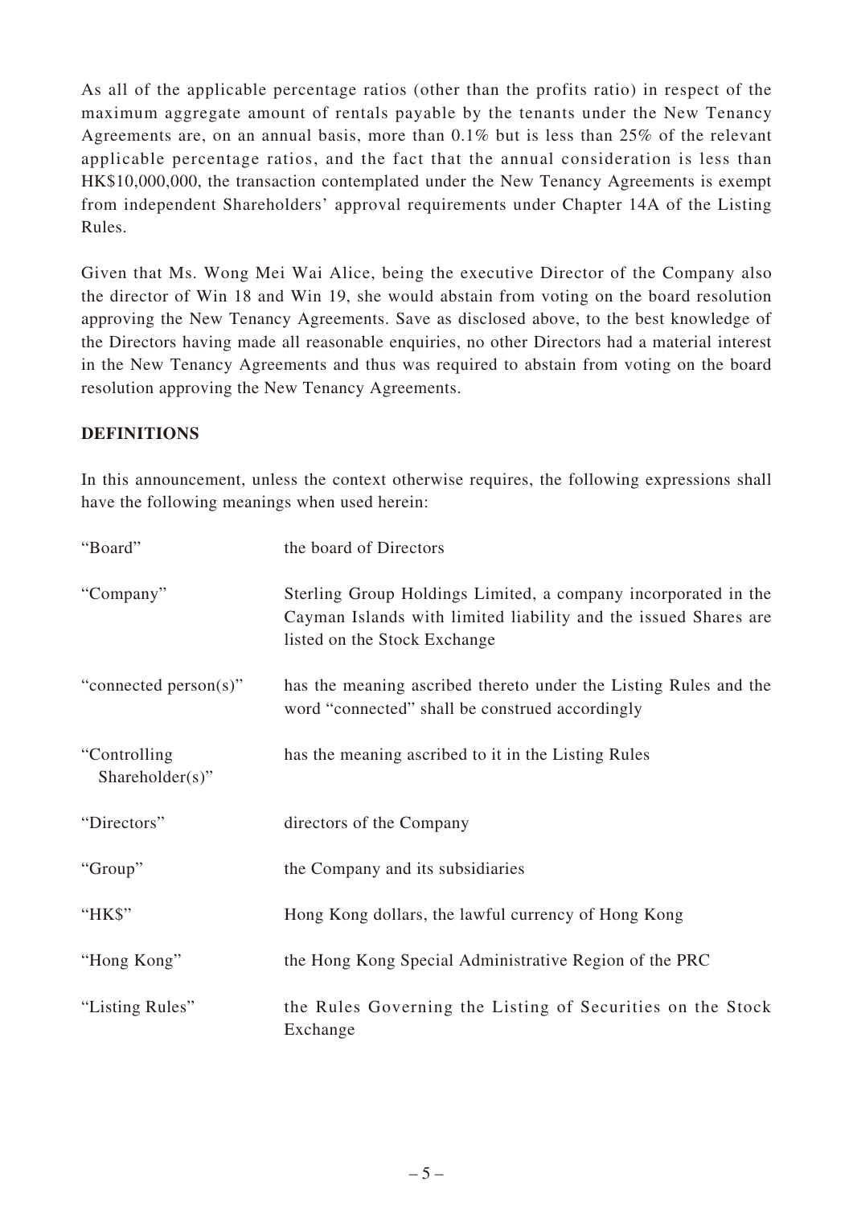As all of the applicable percentage ratios (other than the profits ratio) in respect of the maximum aggregate amount of rentals payable by the tenants under the New Tenancy Agreements are, on an annual basis, more than 0.1% but is less than 25% of the relevant applicable percentage ratios, and the fact that the annual consideration is less than HK$10,000,000, the transaction contemplated under the New Tenancy Agreements is exempt from independent Shareholders' approval requirements under Chapter 14A of the Listing Rules.

Given that Ms. Wong Mei Wai Alice, being the executive Director of the Company also the director of Win 18 and Win 19, she would abstain from voting on the board resolution approving the New Tenancy Agreements. Save as disclosed above, to the best knowledge of the Directors having made all reasonable enquiries, no other Directors had a material interest in the New Tenancy Agreements and thus was required to abstain from voting on the board resolution approving the New Tenancy Agreements.

## DEFINITIONS

In this announcement, unless the context otherwise requires, the following expressions shall have the following meanings when used herein:

| | |
|---|---|
| "Board" | the board of Directors |
| "Company" | Sterling Group Holdings Limited, a company incorporated in the Cayman Islands with limited liability and the issued Shares are listed on the Stock Exchange |
| "connected person(s)" | has the meaning ascribed thereto under the Listing Rules and the word "connected" shall be construed accordingly |
| "Controlling Shareholder(s)" | has the meaning ascribed to it in the Listing Rules |
| "Directors" | directors of the Company |
| "Group" | the Company and its subsidiaries |
| "HK$" | Hong Kong dollars, the lawful currency of Hong Kong |
| "Hong Kong" | the Hong Kong Special Administrative Region of the PRC |
| "Listing Rules" | the Rules Governing the Listing of Securities on the Stock Exchange |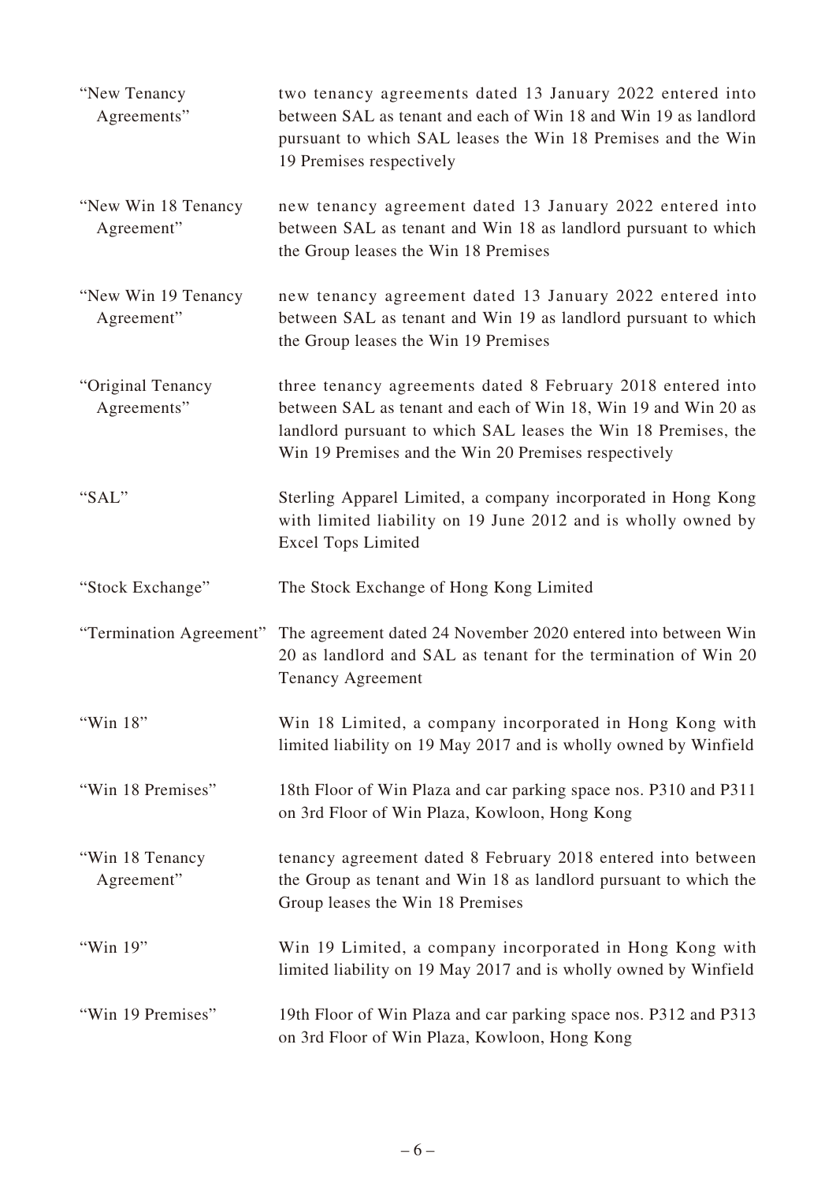| | |
|---|---|
| "New Tenancy Agreements" | two tenancy agreements dated 13 January 2022 entered into between SAL as tenant and each of Win 18 and Win 19 as landlord pursuant to which SAL leases the Win 18 Premises and the Win 19 Premises respectively |
| "New Win 18 Tenancy Agreement" | new tenancy agreement dated 13 January 2022 entered into between SAL as tenant and Win 18 as landlord pursuant to which the Group leases the Win 18 Premises |
| "New Win 19 Tenancy Agreement" | new tenancy agreement dated 13 January 2022 entered into between SAL as tenant and Win 19 as landlord pursuant to which the Group leases the Win 19 Premises |
| "Original Tenancy Agreements" | three tenancy agreements dated 8 February 2018 entered into between SAL as tenant and each of Win 18, Win 19 and Win 20 as landlord pursuant to which SAL leases the Win 18 Premises, the Win 19 Premises and the Win 20 Premises respectively |
| "SAL" | Sterling Apparel Limited, a company incorporated in Hong Kong with limited liability on 19 June 2012 and is wholly owned by Excel Tops Limited |
| "Stock Exchange" | The Stock Exchange of Hong Kong Limited |
| "Termination Agreement" | The agreement dated 24 November 2020 entered into between Win 20 as landlord and SAL as tenant for the termination of Win 20 Tenancy Agreement |
| "Win 18" | Win 18 Limited, a company incorporated in Hong Kong with limited liability on 19 May 2017 and is wholly owned by Winfield |
| "Win 18 Premises" | 18th Floor of Win Plaza and car parking space nos. P310 and P311 on 3rd Floor of Win Plaza, Kowloon, Hong Kong |
| "Win 18 Tenancy Agreement" | tenancy agreement dated 8 February 2018 entered into between the Group as tenant and Win 18 as landlord pursuant to which the Group leases the Win 18 Premises |
| "Win 19" | Win 19 Limited, a company incorporated in Hong Kong with limited liability on 19 May 2017 and is wholly owned by Winfield |
| "Win 19 Premises" | 19th Floor of Win Plaza and car parking space nos. P312 and P313 on 3rd Floor of Win Plaza, Kowloon, Hong Kong |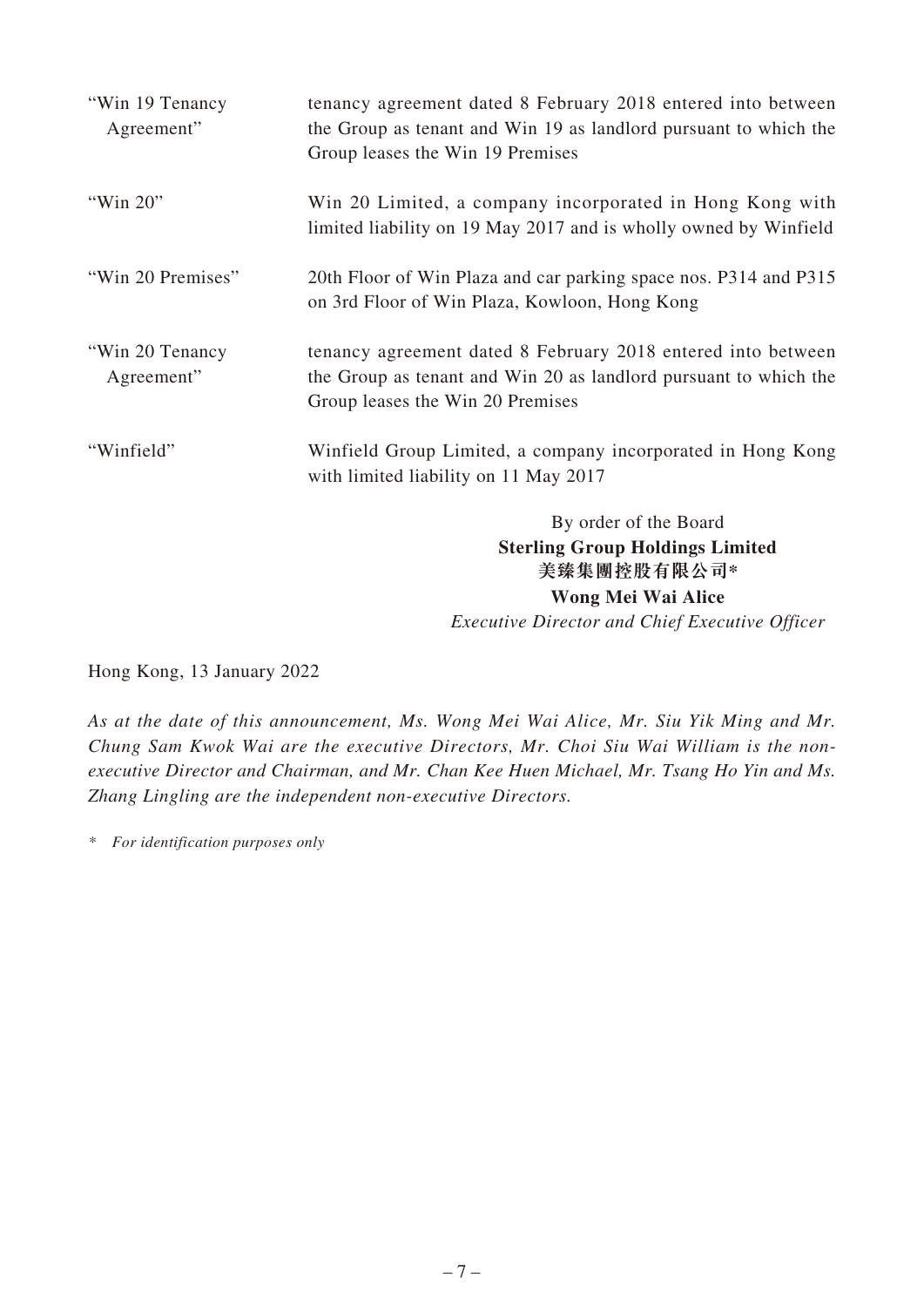| | |
|---|---|
| "Win 19 Tenancy Agreement" | tenancy agreement dated 8 February 2018 entered into between the Group as tenant and Win 19 as landlord pursuant to which the Group leases the Win 19 Premises |
| "Win 20" | Win 20 Limited, a company incorporated in Hong Kong with limited liability on 19 May 2017 and is wholly owned by Winfield |
| "Win 20 Premises" | 20th Floor of Win Plaza and car parking space nos. P314 and P315 on 3rd Floor of Win Plaza, Kowloon, Hong Kong |
| "Win 20 Tenancy Agreement" | tenancy agreement dated 8 February 2018 entered into between the Group as tenant and Win 20 as landlord pursuant to which the Group leases the Win 20 Premises |
| "Winfield" | Winfield Group Limited, a company incorporated in Hong Kong with limited liability on 11 May 2017 |

By order of the Board
**Sterling Group Holdings Limited**
**美臻集團控股有限公司***
**Wong Mei Wai Alice**
*Executive Director and Chief Executive Officer*

Hong Kong, 13 January 2022

*As at the date of this announcement, Ms. Wong Mei Wai Alice, Mr. Siu Yik Ming and Mr. Chung Sam Kwok Wai are the executive Directors, Mr. Choi Siu Wai William is the non-executive Director and Chairman, and Mr. Chan Kee Huen Michael, Mr. Tsang Ho Yin and Ms. Zhang Lingling are the independent non-executive Directors.*

\* *For identification purposes only*